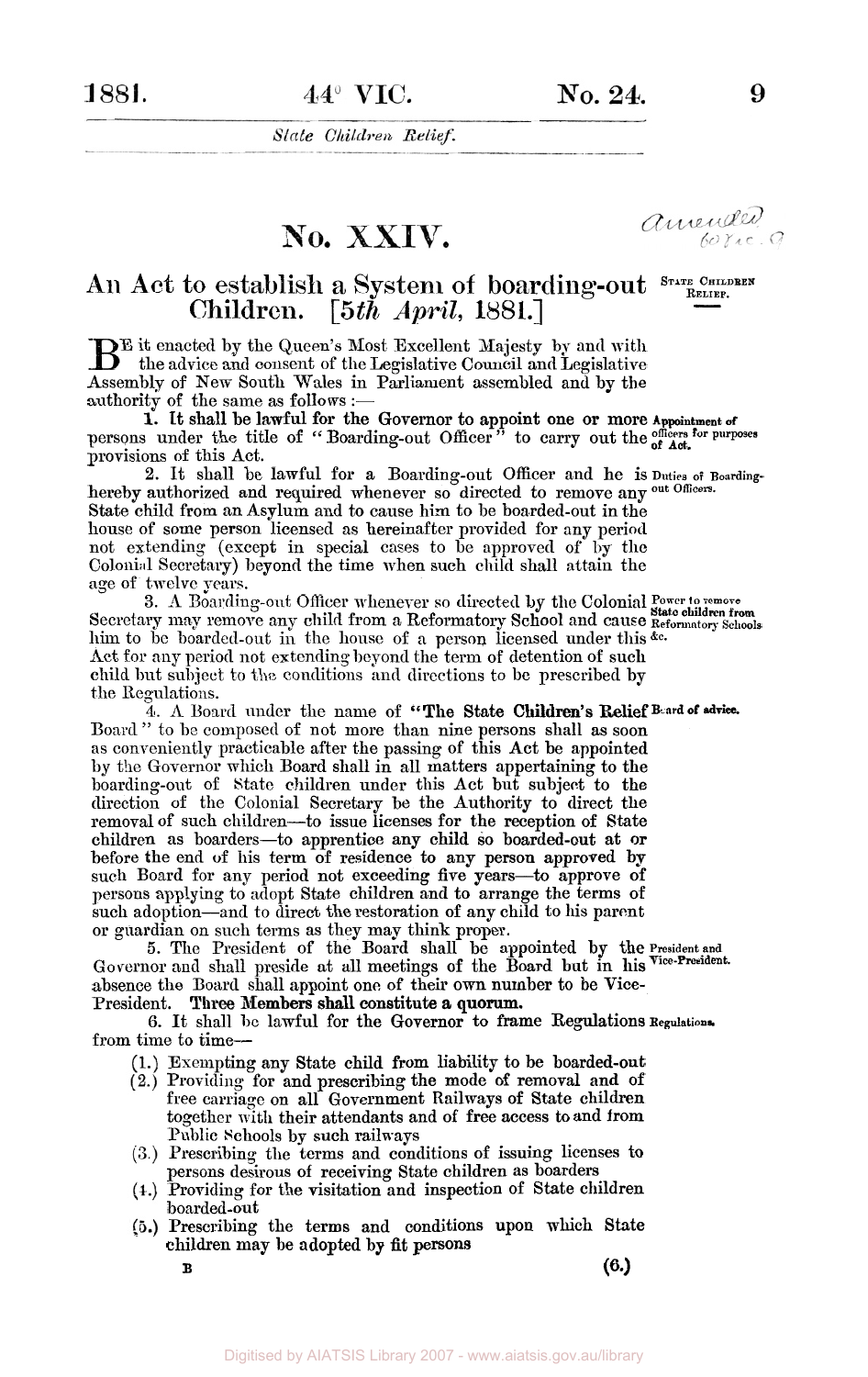# No. XXIV.

## An Act to establish a System of boarding-out Children. [*5th April*, 1881.]

STATE CHILDREN RELIEF.

BE it enacted by the Queen's Most Excellent Majesty by and with the advice and consent of the Legislative Council and Legislative Assembly of New South Wales in Parliament assembled and by the authority of the same as follows :—

**Appointment of officers for purposes of Act.**

1. It shall be lawful for the Governor to appoint one or more persons under the title of "Boarding-out Officer" to carry out the provisions of this Act.

**Duties of Boarding-out Officers.**

2. It shall be lawful for a Boarding-out Officer and he is hereby authorized and required whenever so directed to remove any State child from an Asylum and to cause him to be boarded-out in the house of some person licensed as hereinafter provided for any period not extending (except in special cases to be approved of by the Colonial Secretary) beyond the time when such child shall attain the age of twelve years.

**Power to remove State children from Reformatory Schools &c.**

3. A Boarding-out Officer whenever so directed by the Colonial Secretary may remove any child from a Reformatory School and cause him to be boarded-out in the house of a person licensed under this Act for any period not extending beyond the term of detention of such child but subject to the conditions and directions to be prescribed by the Regulations.

**Board of advice.**

4. A Board under the name of "The State Children's Relief Board" to be composed of not more than nine persons shall as soon as conveniently practicable after the passing of this Act be appointed by the Governor which Board shall in all matters appertaining to the boarding-out of State children under this Act but subject to the direction of the Colonial Secretary be the Authority to direct the removal of such children—to issue licenses for the reception of State children as boarders—to apprentice any child so boarded-out at or before the end of his term of residence to any person approved by such Board for any period not exceeding five years—to approve of persons applying to adopt State children and to arrange the terms of such adoption—and to direct the restoration of any child to his parent or guardian on such terms as they may think proper.

**President and Vice-President.**

5. The President of the Board shall be appointed by the Governor and shall preside at all meetings of the Board but in his absence the Board shall appoint one of their own number to be Vice-President. Three Members shall constitute a quorum.

**Regulations.**

6. It shall be lawful for the Governor to frame Regulations from time to time—

(1.) Exempting any State child from liability to be boarded-out

(2.) Providing for and prescribing the mode of removal and of free carriage on all Government Railways of State children together with their attendants and of free access to and from Public Schools by such railways

(3.) Prescribing the terms and conditions of issuing licenses to persons desirous of receiving State children as boarders

(4.) Providing for the visitation and inspection of State children boarded-out

(5.) Prescribing the terms and conditions upon which State children may be adopted by fit persons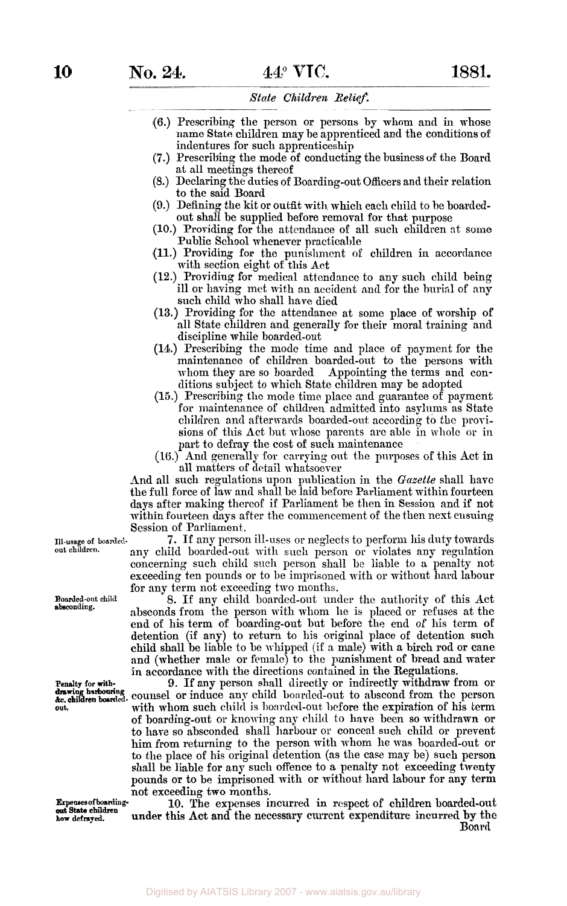(6.) Prescribing the person or persons by whom and in whose name State children may be apprenticed and the conditions of indentures for such apprenticeship

(7.) Prescribing the mode of conducting the business of the Board at all meetings thereof

(8.) Declaring the duties of Boarding-out Officers and their relation to the said Board

(9.) Defining the kit or outfit with which each child to be boarded-out shall be supplied before removal for that purpose

(10.) Providing for the attendance of all such children at some Public School whenever practicable

(11.) Providing for the punishment of children in accordance with section eight of this Act

(12.) Providing for medical attendance to any such child being ill or having met with an accident and for the burial of any such child who shall have died

(13.) Providing for the attendance at some place of worship of all State children and generally for their moral training and discipline while boarded-out

(14.) Prescribing the mode time and place of payment for the maintenance of children boarded-out to the persons with whom they are so boarded Appointing the terms and conditions subject to which State children may be adopted

(15.) Prescribing the mode time place and guarantee of payment for maintenance of children admitted into asylums as State children and afterwards boarded-out according to the provisions of this Act but whose parents are able in whole or in part to defray the cost of such maintenance

(16.) And generally for carrying out the purposes of this Act in all matters of detail whatsoever

And all such regulations upon publication in the *Gazette* shall have the full force of law and shall be laid before Parliament within fourteen days after making thereof if Parliament be then in Session and if not within fourteen days after the commencement of the then next ensuing Session of Parliament.

*Ill-usage of boarded-out children.*

7. If any person ill-uses or neglects to perform his duty towards any child boarded-out with such person or violates any regulation concerning such child such person shall be liable to a penalty not exceeding ten pounds or to be imprisoned with or without hard labour for any term not exceeding two months.

*Boarded-out child absconding.*

8. If any child boarded-out under the authority of this Act absconds from the person with whom he is placed or refuses at the end of his term of boarding-out but before the end of his term of detention (if any) to return to his original place of detention such child shall be liable to be whipped (if a male) with a birch rod or cane and (whether male or female) to the punishment of bread and water in accordance with the directions contained in the Regulations.

*Penalty for withdrawing harbouring &c. children boarded-out.*

9. If any person shall directly or indirectly withdraw from or counsel or induce any child boarded-out to abscond from the person with whom such child is boarded-out before the expiration of his term of boarding-out or knowing any child to have been so withdrawn or to have so absconded shall harbour or conceal such child or prevent him from returning to the person with whom he was boarded-out or to the place of his original detention (as the case may be) such person shall be liable for any such offence to a penalty not exceeding twenty pounds or to be imprisoned with or without hard labour for any term not exceeding two months.

*Expenses of boarding-out State children how defrayed.*

10. The expenses incurred in respect of children boarded-out under this Act and the necessary current expenditure incurred by the Board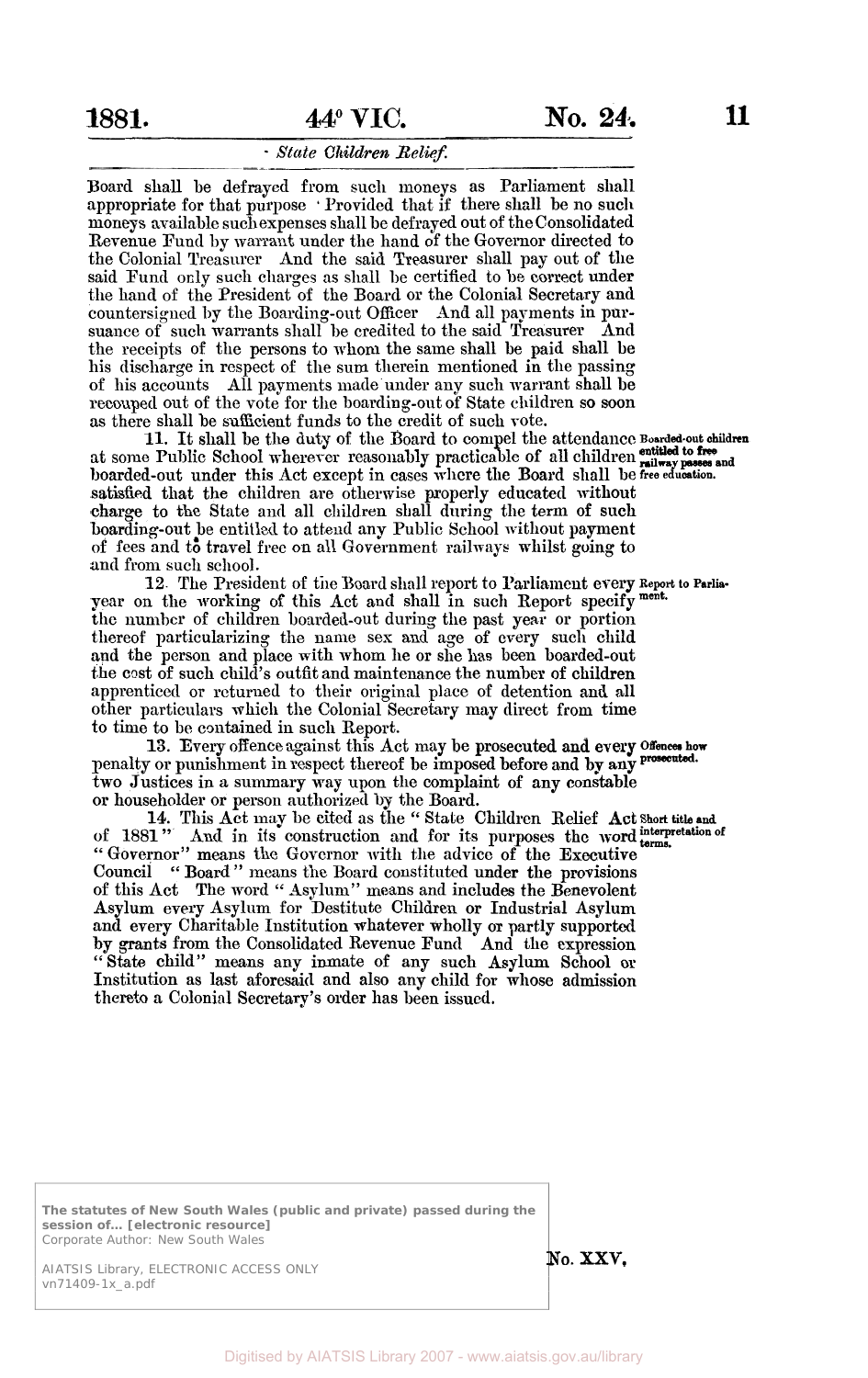Board shall be defrayed from such moneys as Parliament shall appropriate for that purpose Provided that if there shall be no such moneys available such expenses shall be defrayed out of the Consolidated Revenue Fund by warrant under the hand of the Governor directed to the Colonial Treasurer And the said Treasurer shall pay out of the said Fund only such charges as shall be certified to be correct under the hand of the President of the Board or the Colonial Secretary and countersigned by the Boarding-out Officer And all payments in pursuance of such warrants shall be credited to the said Treasurer And the receipts of the persons to whom the same shall be paid shall be his discharge in respect of the sum therein mentioned in the passing of his accounts All payments made under any such warrant shall be recouped out of the vote for the boarding-out of State children so soon as there shall be sufficient funds to the credit of such vote.

**11.** It shall be the duty of the Board to compel the attendance at some Public School wherever reasonably practicable of all children boarded-out under this Act except in cases where the Board shall be satisfied that the children are otherwise properly educated without charge to the State and all children shall during the term of such boarding-out be entitled to attend any Public School without payment of fees and to travel free on all Government railways whilst going to and from such school.

*Boarded-out children entitled to free railway passes and free education.*

**12.** The President of the Board shall report to Parliament every year on the working of this Act and shall in such Report specify the number of children boarded-out during the past year or portion thereof particularizing the name sex and age of every such child and the person and place with whom he or she has been boarded-out the cost of such child's outfit and maintenance the number of children apprenticed or returned to their original place of detention and all other particulars which the Colonial Secretary may direct from time to time to be contained in such Report.

*Report to Parliament.*

**13.** Every offence against this Act may be prosecuted and every penalty or punishment in respect thereof be imposed before and by any two Justices in a summary way upon the complaint of any constable or householder or person authorized by the Board.

*Offences how prosecuted.*

**14.** This Act may be cited as the "State Children Relief Act of 1881" And in its construction and for its purposes the word "Governor" means the Governor with the advice of the Executive Council "Board" means the Board constituted under the provisions of this Act The word "Asylum" means and includes the Benevolent Asylum every Asylum for Destitute Children or Industrial Asylum and every Charitable Institution whatever wholly or partly supported by grants from the Consolidated Revenue Fund And the expression "State child" means any inmate of any such Asylum School or Institution as last aforesaid and also any child for whose admission thereto a Colonial Secretary's order has been issued.

*Short title and interpretation of terms.*

No. XXV.